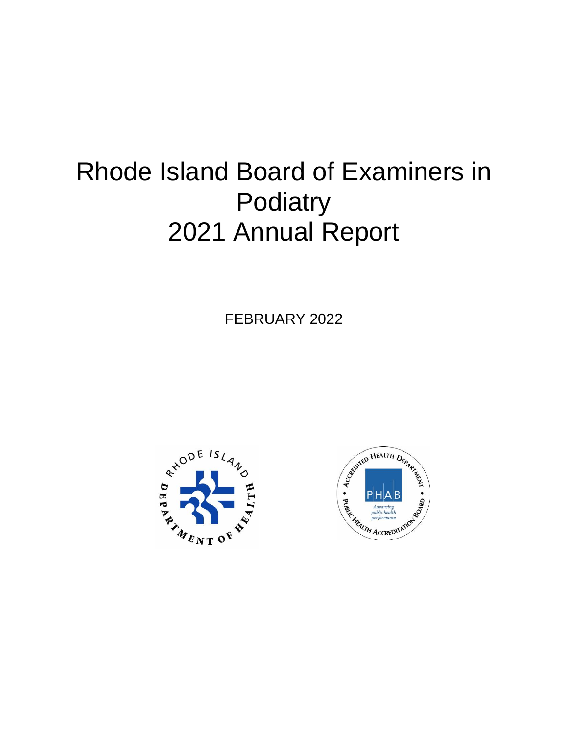# Rhode Island Board of Examiners in Podiatry
# 2021 Annual Report

FEBRUARY 2022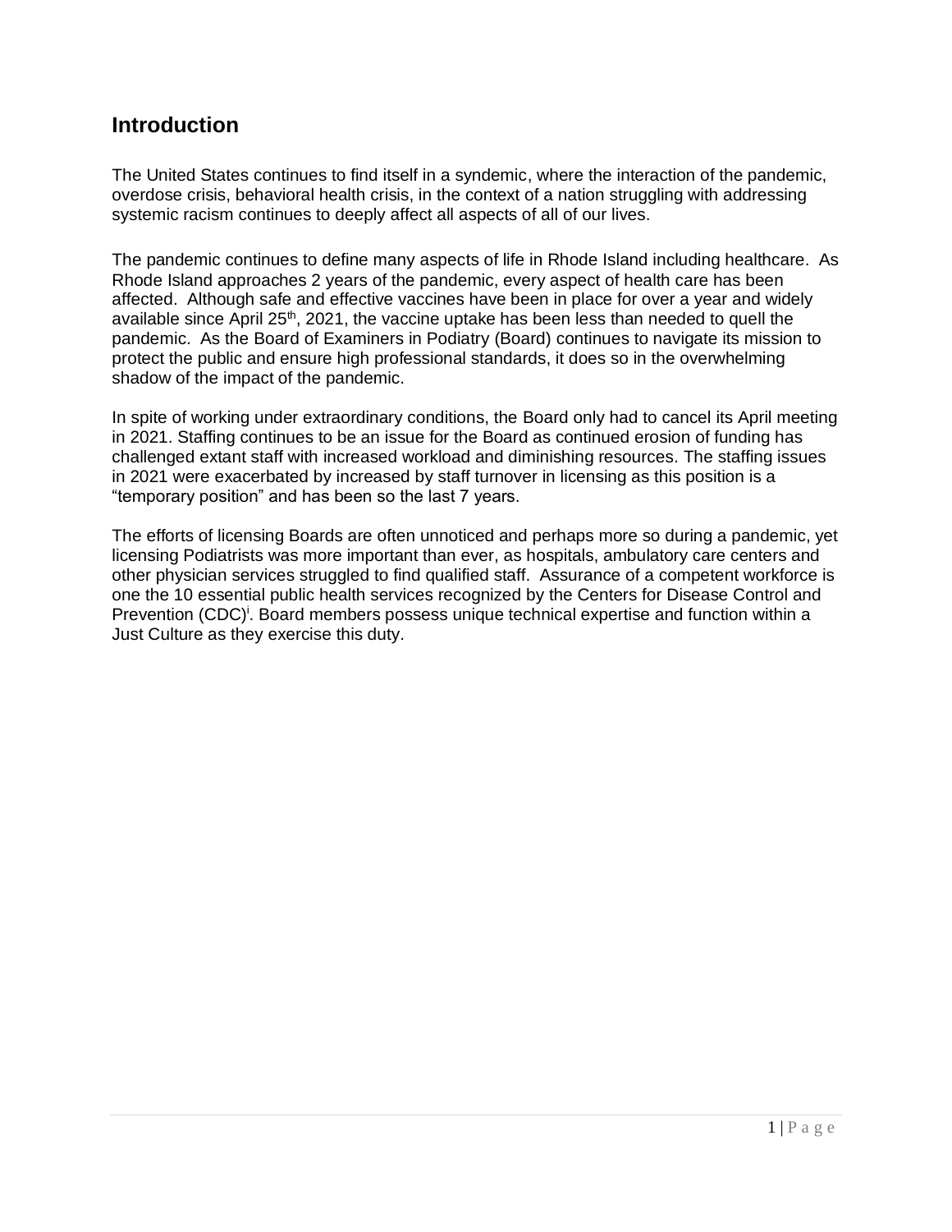## Introduction

The United States continues to find itself in a syndemic, where the interaction of the pandemic, overdose crisis, behavioral health crisis, in the context of a nation struggling with addressing systemic racism continues to deeply affect all aspects of all of our lives.

The pandemic continues to define many aspects of life in Rhode Island including healthcare. As Rhode Island approaches 2 years of the pandemic, every aspect of health care has been affected. Although safe and effective vaccines have been in place for over a year and widely available since April 25th, 2021, the vaccine uptake has been less than needed to quell the pandemic. As the Board of Examiners in Podiatry (Board) continues to navigate its mission to protect the public and ensure high professional standards, it does so in the overwhelming shadow of the impact of the pandemic.

In spite of working under extraordinary conditions, the Board only had to cancel its April meeting in 2021. Staffing continues to be an issue for the Board as continued erosion of funding has challenged extant staff with increased workload and diminishing resources. The staffing issues in 2021 were exacerbated by increased by staff turnover in licensing as this position is a "temporary position" and has been so the last 7 years.

The efforts of licensing Boards are often unnoticed and perhaps more so during a pandemic, yet licensing Podiatrists was more important than ever, as hospitals, ambulatory care centers and other physician services struggled to find qualified staff. Assurance of a competent workforce is one the 10 essential public health services recognized by the Centers for Disease Control and Prevention (CDC)[i]. Board members possess unique technical expertise and function within a Just Culture as they exercise this duty.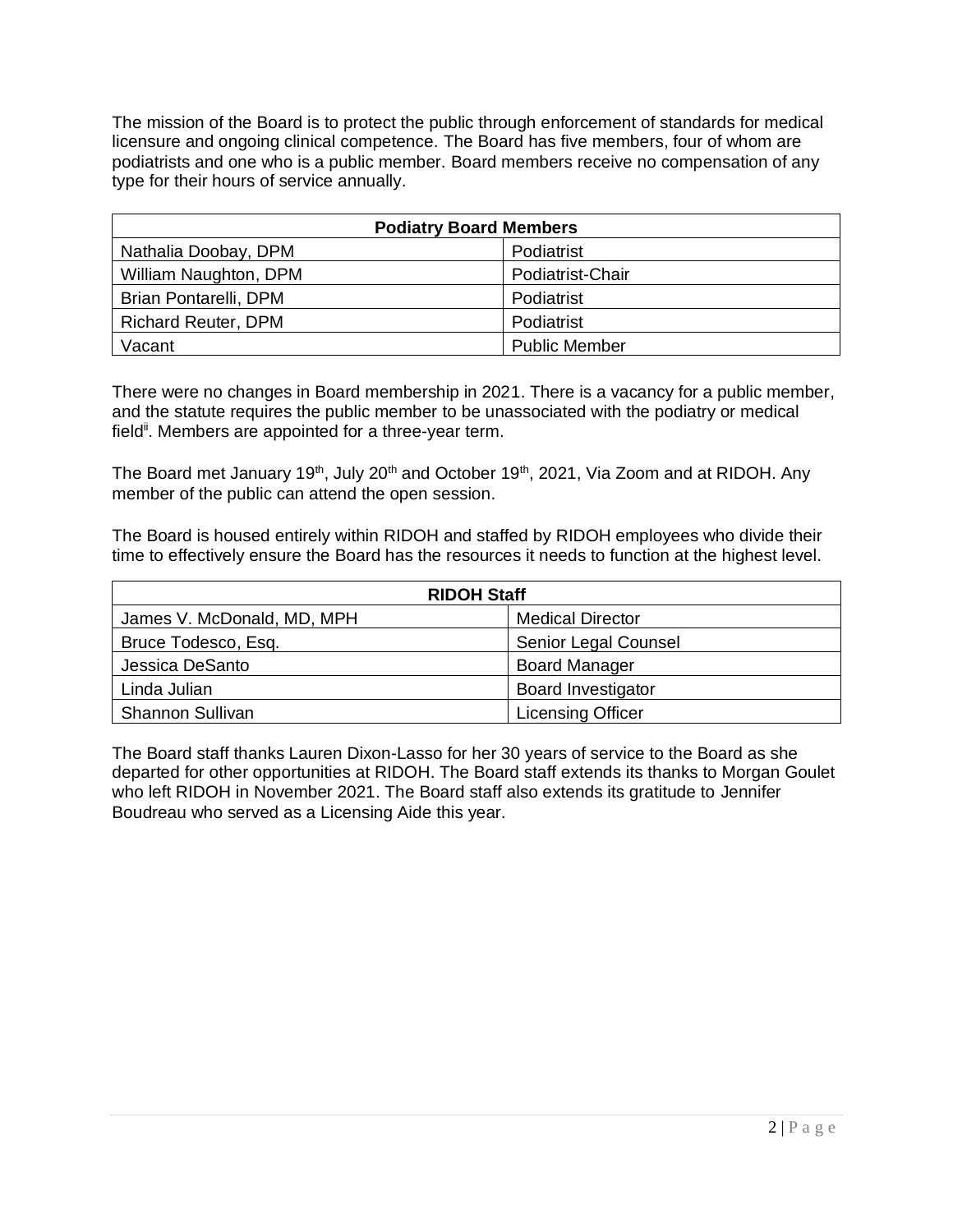The mission of the Board is to protect the public through enforcement of standards for medical licensure and ongoing clinical competence. The Board has five members, four of whom are podiatrists and one who is a public member. Board members receive no compensation of any type for their hours of service annually.

| Podiatry Board Members | |
|---|---|
| Nathalia Doobay, DPM | Podiatrist |
| William Naughton, DPM | Podiatrist-Chair |
| Brian Pontarelli, DPM | Podiatrist |
| Richard Reuter, DPM | Podiatrist |
| Vacant | Public Member |

There were no changes in Board membership in 2021. There is a vacancy for a public member, and the statute requires the public member to be unassociated with the podiatry or medical field[ii]. Members are appointed for a three-year term.

The Board met January 19th, July 20th and October 19th, 2021, Via Zoom and at RIDOH. Any member of the public can attend the open session.

The Board is housed entirely within RIDOH and staffed by RIDOH employees who divide their time to effectively ensure the Board has the resources it needs to function at the highest level.

| RIDOH Staff | |
|---|---|
| James V. McDonald, MD, MPH | Medical Director |
| Bruce Todesco, Esq. | Senior Legal Counsel |
| Jessica DeSanto | Board Manager |
| Linda Julian | Board Investigator |
| Shannon Sullivan | Licensing Officer |

The Board staff thanks Lauren Dixon-Lasso for her 30 years of service to the Board as she departed for other opportunities at RIDOH. The Board staff extends its thanks to Morgan Goulet who left RIDOH in November 2021. The Board staff also extends its gratitude to Jennifer Boudreau who served as a Licensing Aide this year.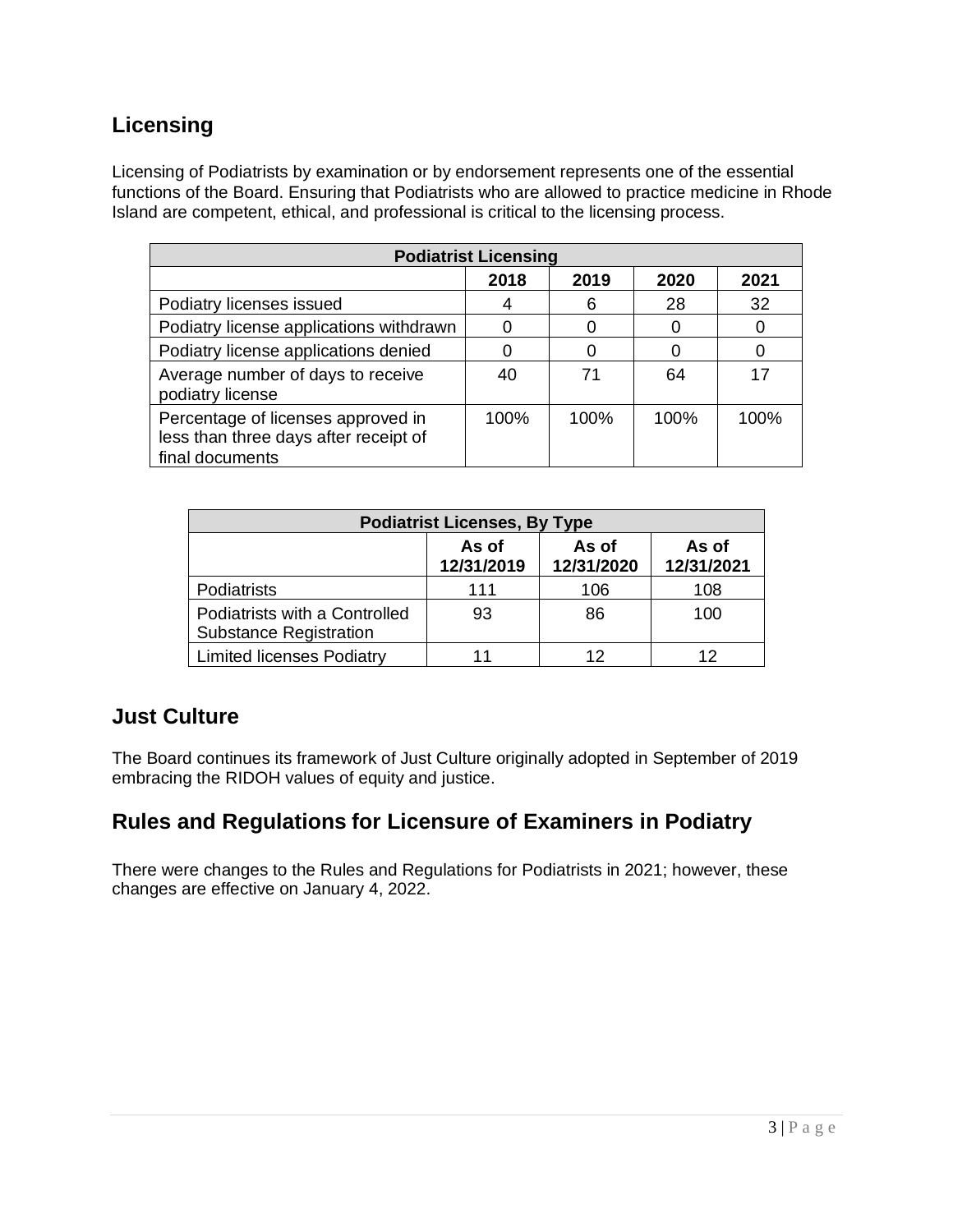## Licensing

Licensing of Podiatrists by examination or by endorsement represents one of the essential functions of the Board. Ensuring that Podiatrists who are allowed to practice medicine in Rhode Island are competent, ethical, and professional is critical to the licensing process.

| **Podiatrist Licensing** | | | | |
|---|---|---|---|---|
| | **2018** | **2019** | **2020** | **2021** |
| Podiatry licenses issued | 4 | 6 | 28 | 32 |
| Podiatry license applications withdrawn | 0 | 0 | 0 | 0 |
| Podiatry license applications denied | 0 | 0 | 0 | 0 |
| Average number of days to receive podiatry license | 40 | 71 | 64 | 17 |
| Percentage of licenses approved in less than three days after receipt of final documents | 100% | 100% | 100% | 100% |

| **Podiatrist Licenses, By Type** | | | |
|---|---|---|---|
| | **As of 12/31/2019** | **As of 12/31/2020** | **As of 12/31/2021** |
| Podiatrists | 111 | 106 | 108 |
| Podiatrists with a Controlled Substance Registration | 93 | 86 | 100 |
| Limited licenses Podiatry | 11 | 12 | 12 |

## Just Culture

The Board continues its framework of Just Culture originally adopted in September of 2019 embracing the RIDOH values of equity and justice.

## Rules and Regulations for Licensure of Examiners in Podiatry

There were changes to the Rules and Regulations for Podiatrists in 2021; however, these changes are effective on January 4, 2022.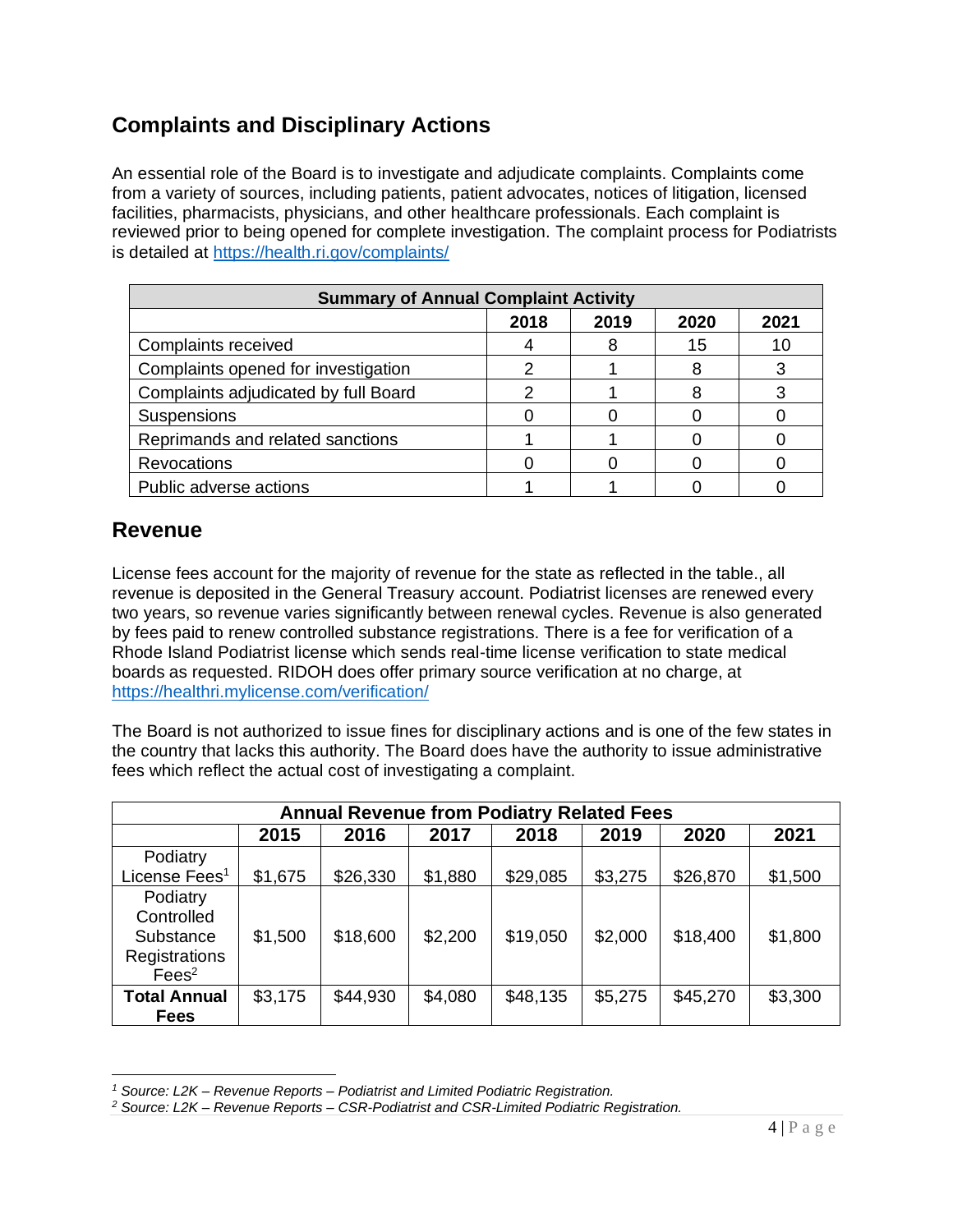## Complaints and Disciplinary Actions

An essential role of the Board is to investigate and adjudicate complaints. Complaints come from a variety of sources, including patients, patient advocates, notices of litigation, licensed facilities, pharmacists, physicians, and other healthcare professionals. Each complaint is reviewed prior to being opened for complete investigation. The complaint process for Podiatrists is detailed at https://health.ri.gov/complaints/

| Summary of Annual Complaint Activity | | | | |
|---|---|---|---|---|
| | 2018 | 2019 | 2020 | 2021 |
| Complaints received | 4 | 8 | 15 | 10 |
| Complaints opened for investigation | 2 | 1 | 8 | 3 |
| Complaints adjudicated by full Board | 2 | 1 | 8 | 3 |
| Suspensions | 0 | 0 | 0 | 0 |
| Reprimands and related sanctions | 1 | 1 | 0 | 0 |
| Revocations | 0 | 0 | 0 | 0 |
| Public adverse actions | 1 | 1 | 0 | 0 |

## Revenue

License fees account for the majority of revenue for the state as reflected in the table., all revenue is deposited in the General Treasury account. Podiatrist licenses are renewed every two years, so revenue varies significantly between renewal cycles. Revenue is also generated by fees paid to renew controlled substance registrations. There is a fee for verification of a Rhode Island Podiatrist license which sends real-time license verification to state medical boards as requested. RIDOH does offer primary source verification at no charge, at https://healthri.mylicense.com/verification/

The Board is not authorized to issue fines for disciplinary actions and is one of the few states in the country that lacks this authority. The Board does have the authority to issue administrative fees which reflect the actual cost of investigating a complaint.

| Annual Revenue from Podiatry Related Fees | | | | | | | |
|---|---|---|---|---|---|---|---|
| | 2015 | 2016 | 2017 | 2018 | 2019 | 2020 | 2021 |
| Podiatry License Fees[1] | $1,675 | $26,330 | $1,880 | $29,085 | $3,275 | $26,870 | $1,500 |
| Podiatry Controlled Substance Registrations Fees[2] | $1,500 | $18,600 | $2,200 | $19,050 | $2,000 | $18,400 | $1,800 |
| **Total Annual Fees** | $3,175 | $44,930 | $4,080 | $48,135 | $5,275 | $45,270 | $3,300 |

[1] *Source: L2K – Revenue Reports – Podiatrist and Limited Podiatric Registration.*

[2] *Source: L2K – Revenue Reports – CSR-Podiatrist and CSR-Limited Podiatric Registration.*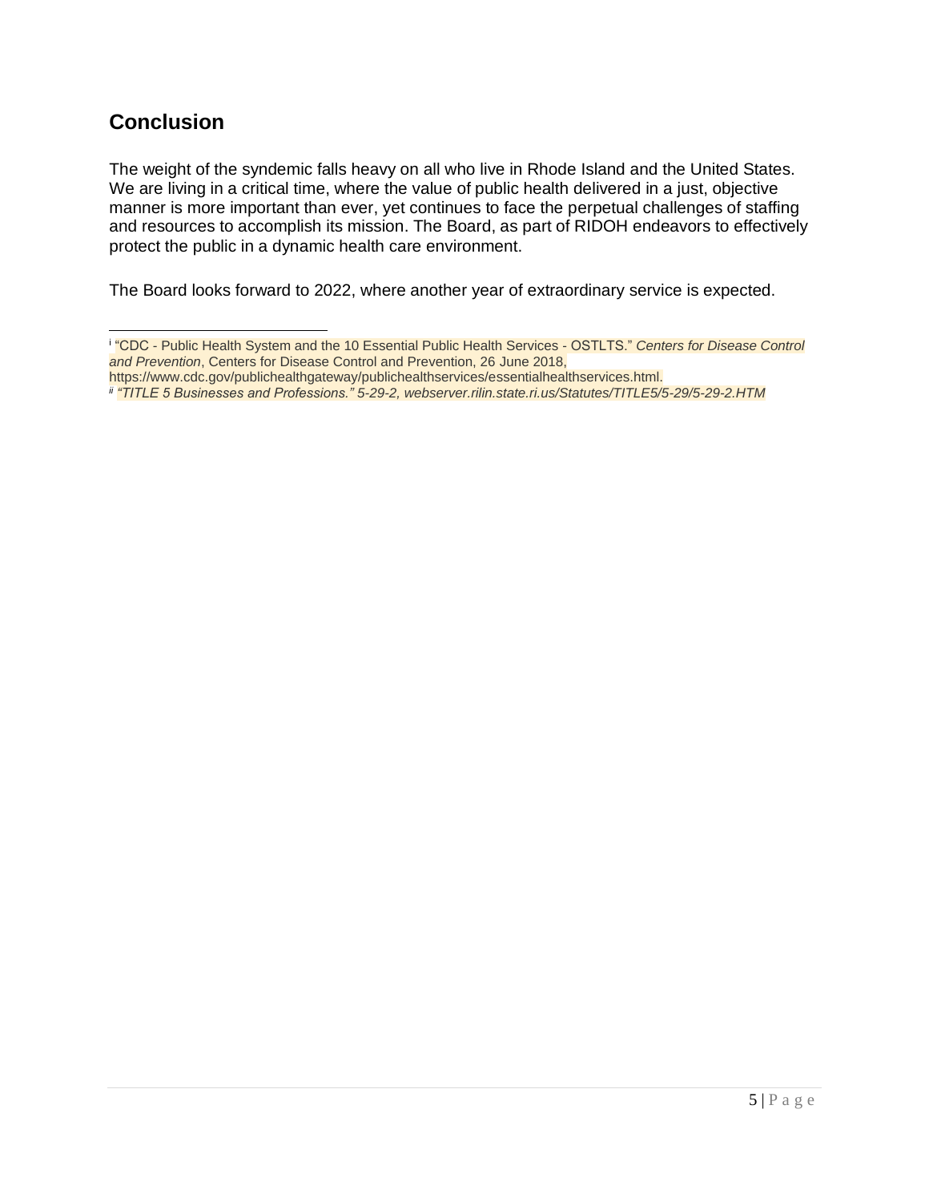## Conclusion

The weight of the syndemic falls heavy on all who live in Rhode Island and the United States. We are living in a critical time, where the value of public health delivered in a just, objective manner is more important than ever, yet continues to face the perpetual challenges of staffing and resources to accomplish its mission. The Board, as part of RIDOH endeavors to effectively protect the public in a dynamic health care environment.

The Board looks forward to 2022, where another year of extraordinary service is expected.

---

[i] "CDC - Public Health System and the 10 Essential Public Health Services - OSTLTS." *Centers for Disease Control and Prevention*, Centers for Disease Control and Prevention, 26 June 2018, https://www.cdc.gov/publichealthgateway/publichealthservices/essentialhealthservices.html.

[ii] *"TITLE 5 Businesses and Professions." 5-29-2, webserver.rilin.state.ri.us/Statutes/TITLE5/5-29/5-29-2.HTM*